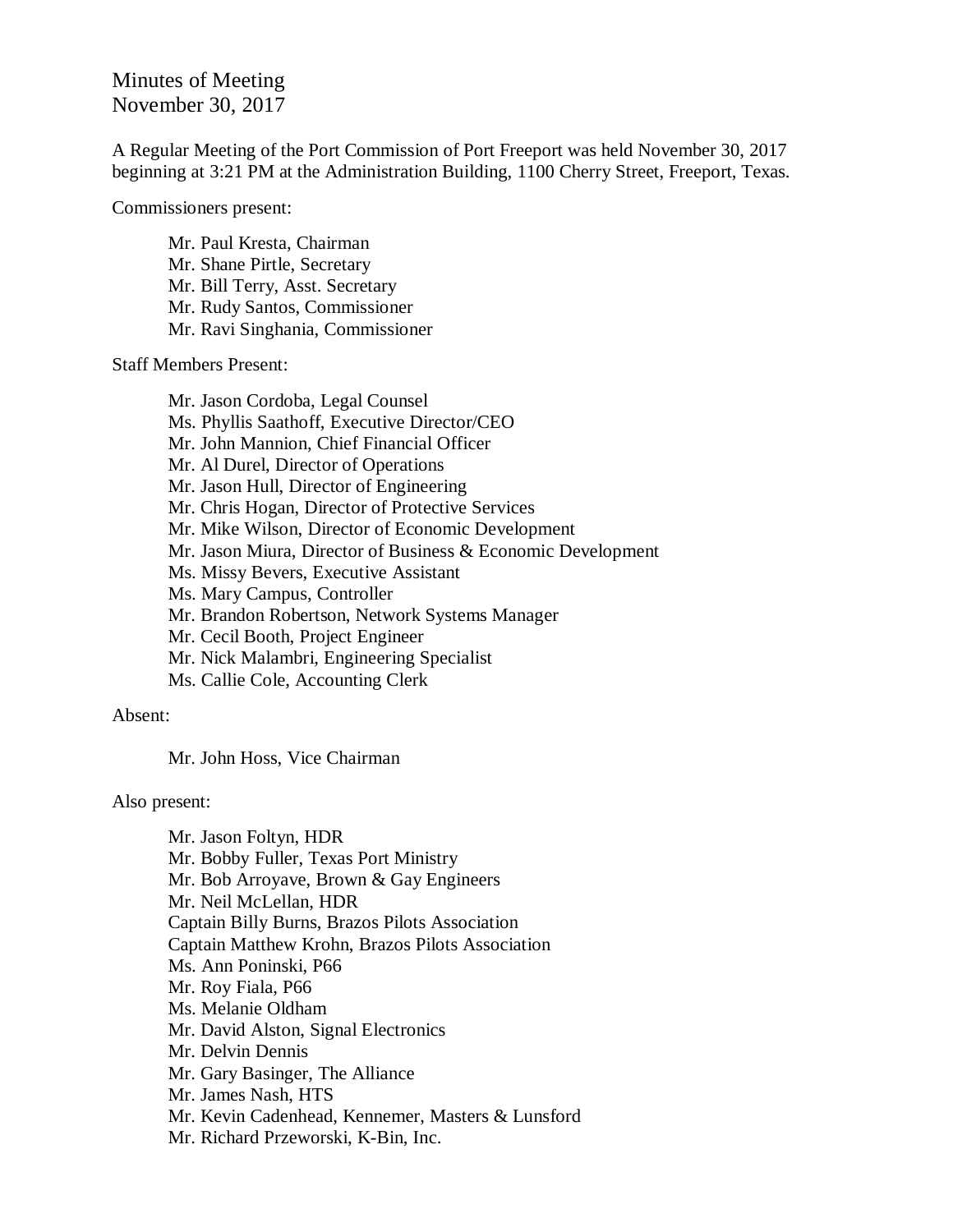# Minutes of Meeting
November 30, 2017

A Regular Meeting of the Port Commission of Port Freeport was held November 30, 2017 beginning at 3:21 PM at the Administration Building, 1100 Cherry Street, Freeport, Texas.

Commissioners present:

- Mr. Paul Kresta, Chairman
- Mr. Shane Pirtle, Secretary
- Mr. Bill Terry, Asst. Secretary
- Mr. Rudy Santos, Commissioner
- Mr. Ravi Singhania, Commissioner

Staff Members Present:

- Mr. Jason Cordoba, Legal Counsel
- Ms. Phyllis Saathoff, Executive Director/CEO
- Mr. John Mannion, Chief Financial Officer
- Mr. Al Durel, Director of Operations
- Mr. Jason Hull, Director of Engineering
- Mr. Chris Hogan, Director of Protective Services
- Mr. Mike Wilson, Director of Economic Development
- Mr. Jason Miura, Director of Business & Economic Development
- Ms. Missy Bevers, Executive Assistant
- Ms. Mary Campus, Controller
- Mr. Brandon Robertson, Network Systems Manager
- Mr. Cecil Booth, Project Engineer
- Mr. Nick Malambri, Engineering Specialist
- Ms. Callie Cole, Accounting Clerk

Absent:

- Mr. John Hoss, Vice Chairman

Also present:

- Mr. Jason Foltyn, HDR
- Mr. Bobby Fuller, Texas Port Ministry
- Mr. Bob Arroyave, Brown & Gay Engineers
- Mr. Neil McLellan, HDR
- Captain Billy Burns, Brazos Pilots Association
- Captain Matthew Krohn, Brazos Pilots Association
- Ms. Ann Poninski, P66
- Mr. Roy Fiala, P66
- Ms. Melanie Oldham
- Mr. David Alston, Signal Electronics
- Mr. Delvin Dennis
- Mr. Gary Basinger, The Alliance
- Mr. James Nash, HTS
- Mr. Kevin Cadenhead, Kennemer, Masters & Lunsford
- Mr. Richard Przeworski, K-Bin, Inc.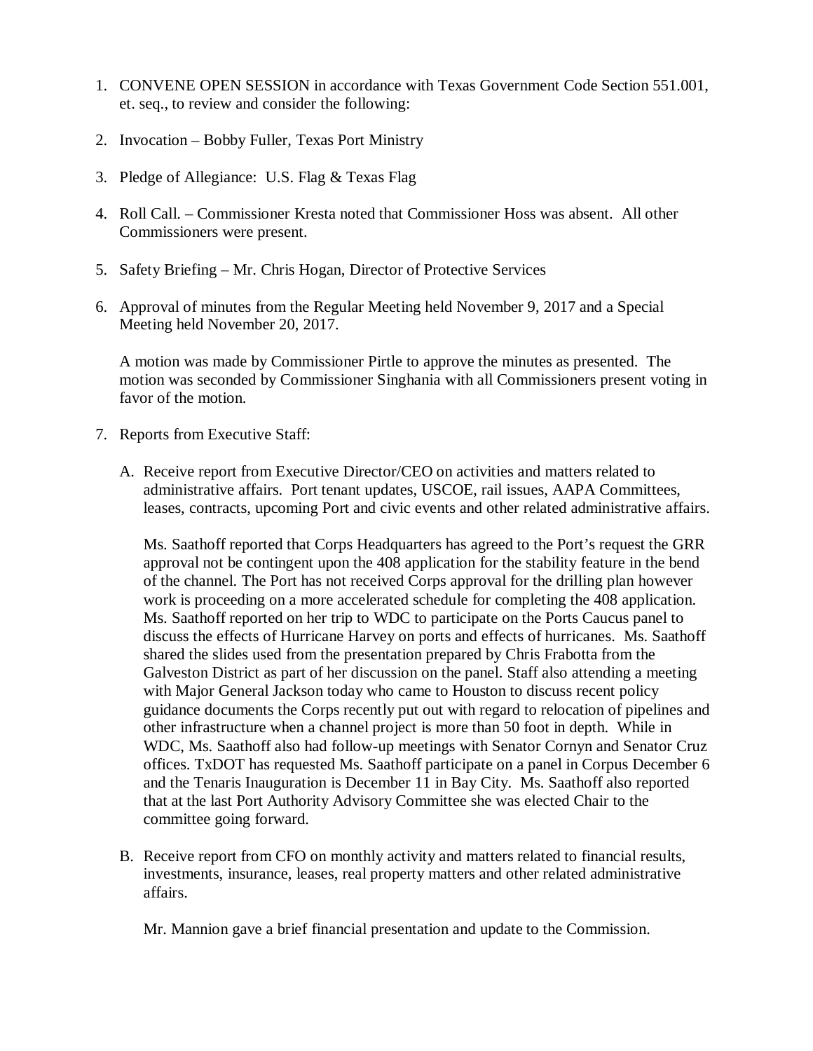1. CONVENE OPEN SESSION in accordance with Texas Government Code Section 551.001, et. seq., to review and consider the following:

2. Invocation – Bobby Fuller, Texas Port Ministry

3. Pledge of Allegiance: U.S. Flag & Texas Flag

4. Roll Call. – Commissioner Kresta noted that Commissioner Hoss was absent. All other Commissioners were present.

5. Safety Briefing – Mr. Chris Hogan, Director of Protective Services

6. Approval of minutes from the Regular Meeting held November 9, 2017 and a Special Meeting held November 20, 2017.

   A motion was made by Commissioner Pirtle to approve the minutes as presented. The motion was seconded by Commissioner Singhania with all Commissioners present voting in favor of the motion.

7. Reports from Executive Staff:

   A. Receive report from Executive Director/CEO on activities and matters related to administrative affairs. Port tenant updates, USCOE, rail issues, AAPA Committees, leases, contracts, upcoming Port and civic events and other related administrative affairs.

      Ms. Saathoff reported that Corps Headquarters has agreed to the Port's request the GRR approval not be contingent upon the 408 application for the stability feature in the bend of the channel. The Port has not received Corps approval for the drilling plan however work is proceeding on a more accelerated schedule for completing the 408 application. Ms. Saathoff reported on her trip to WDC to participate on the Ports Caucus panel to discuss the effects of Hurricane Harvey on ports and effects of hurricanes. Ms. Saathoff shared the slides used from the presentation prepared by Chris Frabotta from the Galveston District as part of her discussion on the panel. Staff also attending a meeting with Major General Jackson today who came to Houston to discuss recent policy guidance documents the Corps recently put out with regard to relocation of pipelines and other infrastructure when a channel project is more than 50 foot in depth. While in WDC, Ms. Saathoff also had follow-up meetings with Senator Cornyn and Senator Cruz offices. TxDOT has requested Ms. Saathoff participate on a panel in Corpus December 6 and the Tenaris Inauguration is December 11 in Bay City. Ms. Saathoff also reported that at the last Port Authority Advisory Committee she was elected Chair to the committee going forward.

   B. Receive report from CFO on monthly activity and matters related to financial results, investments, insurance, leases, real property matters and other related administrative affairs.

      Mr. Mannion gave a brief financial presentation and update to the Commission.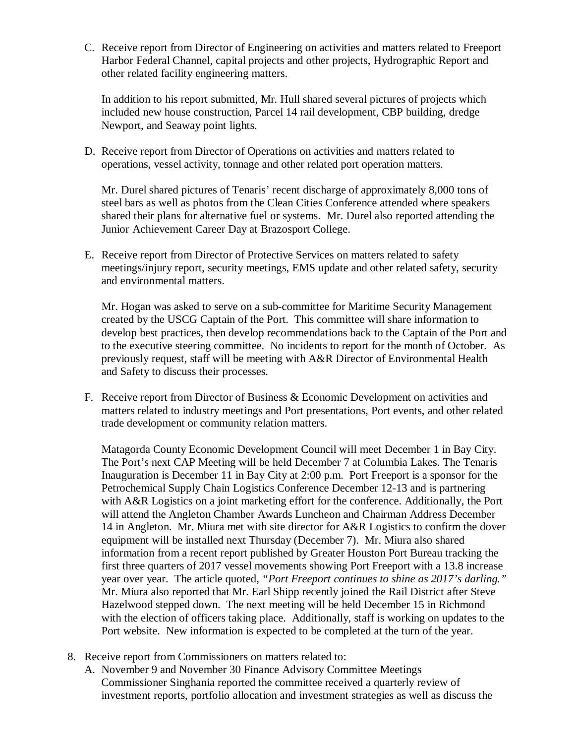C. Receive report from Director of Engineering on activities and matters related to Freeport Harbor Federal Channel, capital projects and other projects, Hydrographic Report and other related facility engineering matters.

   In addition to his report submitted, Mr. Hull shared several pictures of projects which included new house construction, Parcel 14 rail development, CBP building, dredge Newport, and Seaway point lights.

D. Receive report from Director of Operations on activities and matters related to operations, vessel activity, tonnage and other related port operation matters.

   Mr. Durel shared pictures of Tenaris' recent discharge of approximately 8,000 tons of steel bars as well as photos from the Clean Cities Conference attended where speakers shared their plans for alternative fuel or systems. Mr. Durel also reported attending the Junior Achievement Career Day at Brazosport College.

E. Receive report from Director of Protective Services on matters related to safety meetings/injury report, security meetings, EMS update and other related safety, security and environmental matters.

   Mr. Hogan was asked to serve on a sub-committee for Maritime Security Management created by the USCG Captain of the Port. This committee will share information to develop best practices, then develop recommendations back to the Captain of the Port and to the executive steering committee. No incidents to report for the month of October. As previously request, staff will be meeting with A&R Director of Environmental Health and Safety to discuss their processes.

F. Receive report from Director of Business & Economic Development on activities and matters related to industry meetings and Port presentations, Port events, and other related trade development or community relation matters.

   Matagorda County Economic Development Council will meet December 1 in Bay City. The Port's next CAP Meeting will be held December 7 at Columbia Lakes. The Tenaris Inauguration is December 11 in Bay City at 2:00 p.m. Port Freeport is a sponsor for the Petrochemical Supply Chain Logistics Conference December 12-13 and is partnering with A&R Logistics on a joint marketing effort for the conference. Additionally, the Port will attend the Angleton Chamber Awards Luncheon and Chairman Address December 14 in Angleton. Mr. Miura met with site director for A&R Logistics to confirm the dover equipment will be installed next Thursday (December 7). Mr. Miura also shared information from a recent report published by Greater Houston Port Bureau tracking the first three quarters of 2017 vessel movements showing Port Freeport with a 13.8 increase year over year. The article quoted, *"Port Freeport continues to shine as 2017's darling."* Mr. Miura also reported that Mr. Earl Shipp recently joined the Rail District after Steve Hazelwood stepped down. The next meeting will be held December 15 in Richmond with the election of officers taking place. Additionally, staff is working on updates to the Port website. New information is expected to be completed at the turn of the year.

8. Receive report from Commissioners on matters related to:
   A. November 9 and November 30 Finance Advisory Committee Meetings
      Commissioner Singhania reported the committee received a quarterly review of investment reports, portfolio allocation and investment strategies as well as discuss the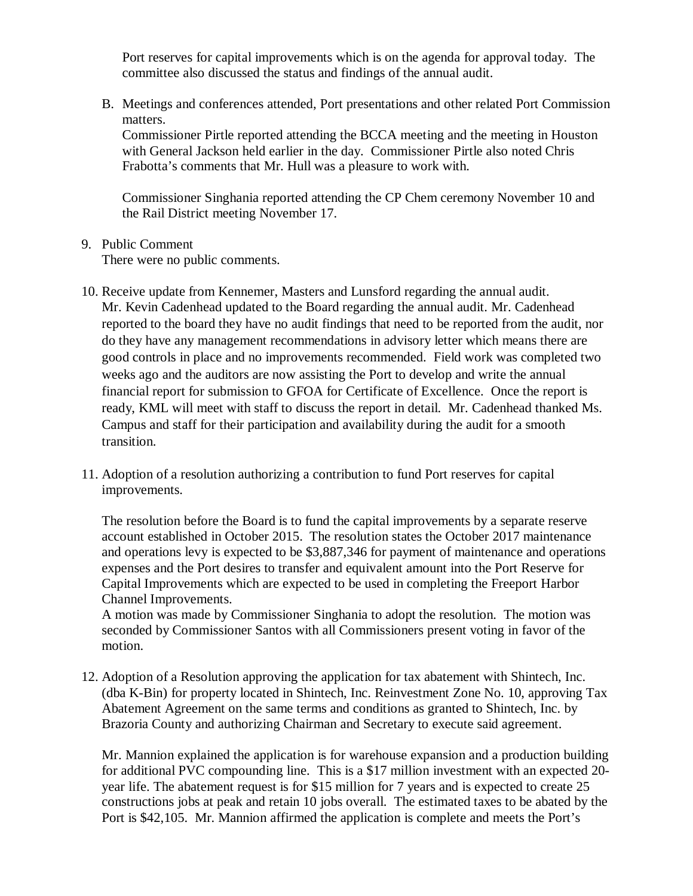Port reserves for capital improvements which is on the agenda for approval today. The committee also discussed the status and findings of the annual audit.

B. Meetings and conferences attended, Port presentations and other related Port Commission matters.

   Commissioner Pirtle reported attending the BCCA meeting and the meeting in Houston with General Jackson held earlier in the day. Commissioner Pirtle also noted Chris Frabotta's comments that Mr. Hull was a pleasure to work with.

   Commissioner Singhania reported attending the CP Chem ceremony November 10 and the Rail District meeting November 17.

9. Public Comment

   There were no public comments.

10. Receive update from Kennemer, Masters and Lunsford regarding the annual audit.

    Mr. Kevin Cadenhead updated to the Board regarding the annual audit. Mr. Cadenhead reported to the board they have no audit findings that need to be reported from the audit, nor do they have any management recommendations in advisory letter which means there are good controls in place and no improvements recommended. Field work was completed two weeks ago and the auditors are now assisting the Port to develop and write the annual financial report for submission to GFOA for Certificate of Excellence. Once the report is ready, KML will meet with staff to discuss the report in detail. Mr. Cadenhead thanked Ms. Campus and staff for their participation and availability during the audit for a smooth transition.

11. Adoption of a resolution authorizing a contribution to fund Port reserves for capital improvements.

    The resolution before the Board is to fund the capital improvements by a separate reserve account established in October 2015. The resolution states the October 2017 maintenance and operations levy is expected to be $3,887,346 for payment of maintenance and operations expenses and the Port desires to transfer and equivalent amount into the Port Reserve for Capital Improvements which are expected to be used in completing the Freeport Harbor Channel Improvements.

    A motion was made by Commissioner Singhania to adopt the resolution. The motion was seconded by Commissioner Santos with all Commissioners present voting in favor of the motion.

12. Adoption of a Resolution approving the application for tax abatement with Shintech, Inc. (dba K-Bin) for property located in Shintech, Inc. Reinvestment Zone No. 10, approving Tax Abatement Agreement on the same terms and conditions as granted to Shintech, Inc. by Brazoria County and authorizing Chairman and Secretary to execute said agreement.

    Mr. Mannion explained the application is for warehouse expansion and a production building for additional PVC compounding line. This is a $17 million investment with an expected 20-year life. The abatement request is for $15 million for 7 years and is expected to create 25 constructions jobs at peak and retain 10 jobs overall. The estimated taxes to be abated by the Port is $42,105. Mr. Mannion affirmed the application is complete and meets the Port's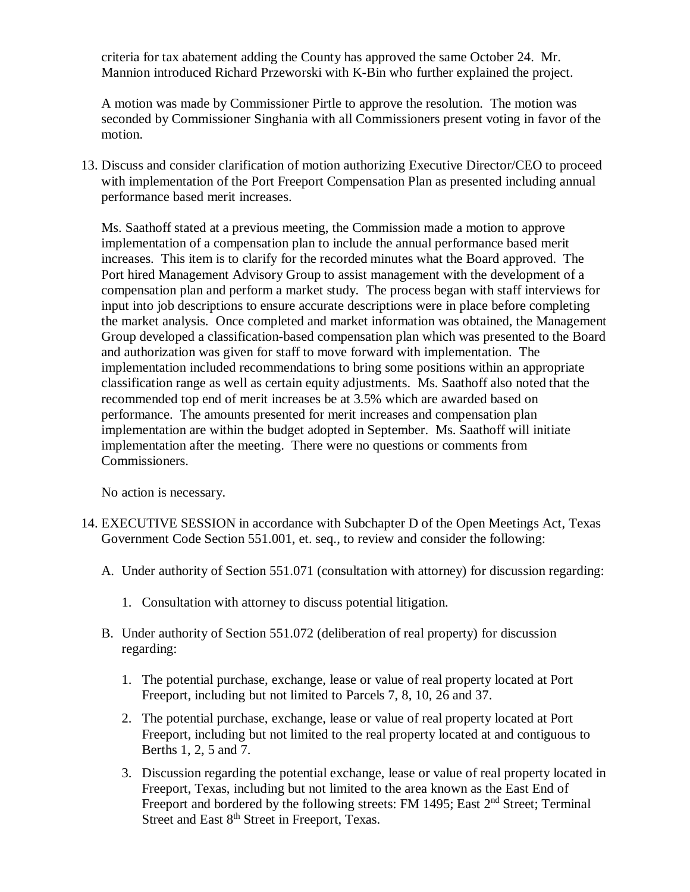criteria for tax abatement adding the County has approved the same October 24. Mr. Mannion introduced Richard Przeworski with K-Bin who further explained the project.

A motion was made by Commissioner Pirtle to approve the resolution. The motion was seconded by Commissioner Singhania with all Commissioners present voting in favor of the motion.

13. Discuss and consider clarification of motion authorizing Executive Director/CEO to proceed with implementation of the Port Freeport Compensation Plan as presented including annual performance based merit increases.

    Ms. Saathoff stated at a previous meeting, the Commission made a motion to approve implementation of a compensation plan to include the annual performance based merit increases. This item is to clarify for the recorded minutes what the Board approved. The Port hired Management Advisory Group to assist management with the development of a compensation plan and perform a market study. The process began with staff interviews for input into job descriptions to ensure accurate descriptions were in place before completing the market analysis. Once completed and market information was obtained, the Management Group developed a classification-based compensation plan which was presented to the Board and authorization was given for staff to move forward with implementation. The implementation included recommendations to bring some positions within an appropriate classification range as well as certain equity adjustments. Ms. Saathoff also noted that the recommended top end of merit increases be at 3.5% which are awarded based on performance. The amounts presented for merit increases and compensation plan implementation are within the budget adopted in September. Ms. Saathoff will initiate implementation after the meeting. There were no questions or comments from Commissioners.

    No action is necessary.

14. EXECUTIVE SESSION in accordance with Subchapter D of the Open Meetings Act, Texas Government Code Section 551.001, et. seq., to review and consider the following:

    A. Under authority of Section 551.071 (consultation with attorney) for discussion regarding:

        1. Consultation with attorney to discuss potential litigation.

    B. Under authority of Section 551.072 (deliberation of real property) for discussion regarding:

        1. The potential purchase, exchange, lease or value of real property located at Port Freeport, including but not limited to Parcels 7, 8, 10, 26 and 37.
        2. The potential purchase, exchange, lease or value of real property located at Port Freeport, including but not limited to the real property located at and contiguous to Berths 1, 2, 5 and 7.
        3. Discussion regarding the potential exchange, lease or value of real property located in Freeport, Texas, including but not limited to the area known as the East End of Freeport and bordered by the following streets: FM 1495; East 2nd Street; Terminal Street and East 8th Street in Freeport, Texas.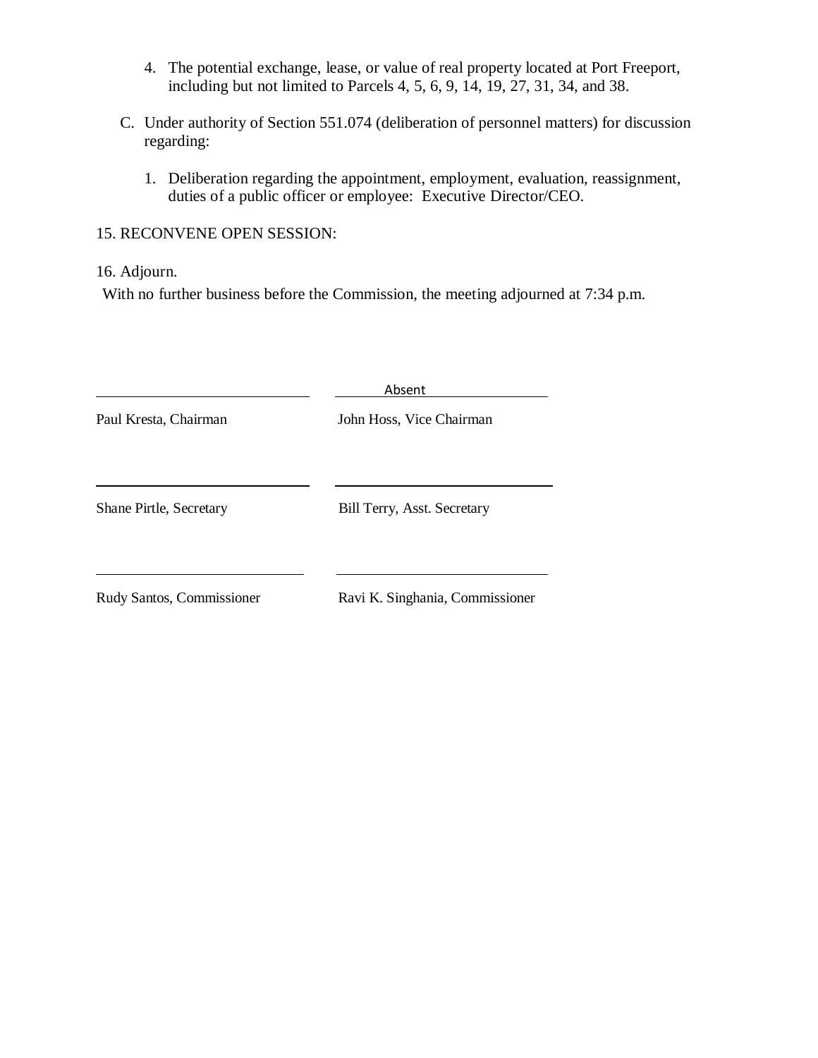4. The potential exchange, lease, or value of real property located at Port Freeport, including but not limited to Parcels 4, 5, 6, 9, 14, 19, 27, 31, 34, and 38.

C. Under authority of Section 551.074 (deliberation of personnel matters) for discussion regarding:

1. Deliberation regarding the appointment, employment, evaluation, reassignment, duties of a public officer or employee: Executive Director/CEO.

15. RECONVENE OPEN SESSION:

16. Adjourn.

With no further business before the Commission, the meeting adjourned at 7:34 p.m.

| | |
|---|---|
| ______________________________ | Absent |
| Paul Kresta, Chairman | John Hoss, Vice Chairman |
| ______________________________ | ______________________________ |
| Shane Pirtle, Secretary | Bill Terry, Asst. Secretary |
| ______________________________ | ______________________________ |
| Rudy Santos, Commissioner | Ravi K. Singhania, Commissioner |